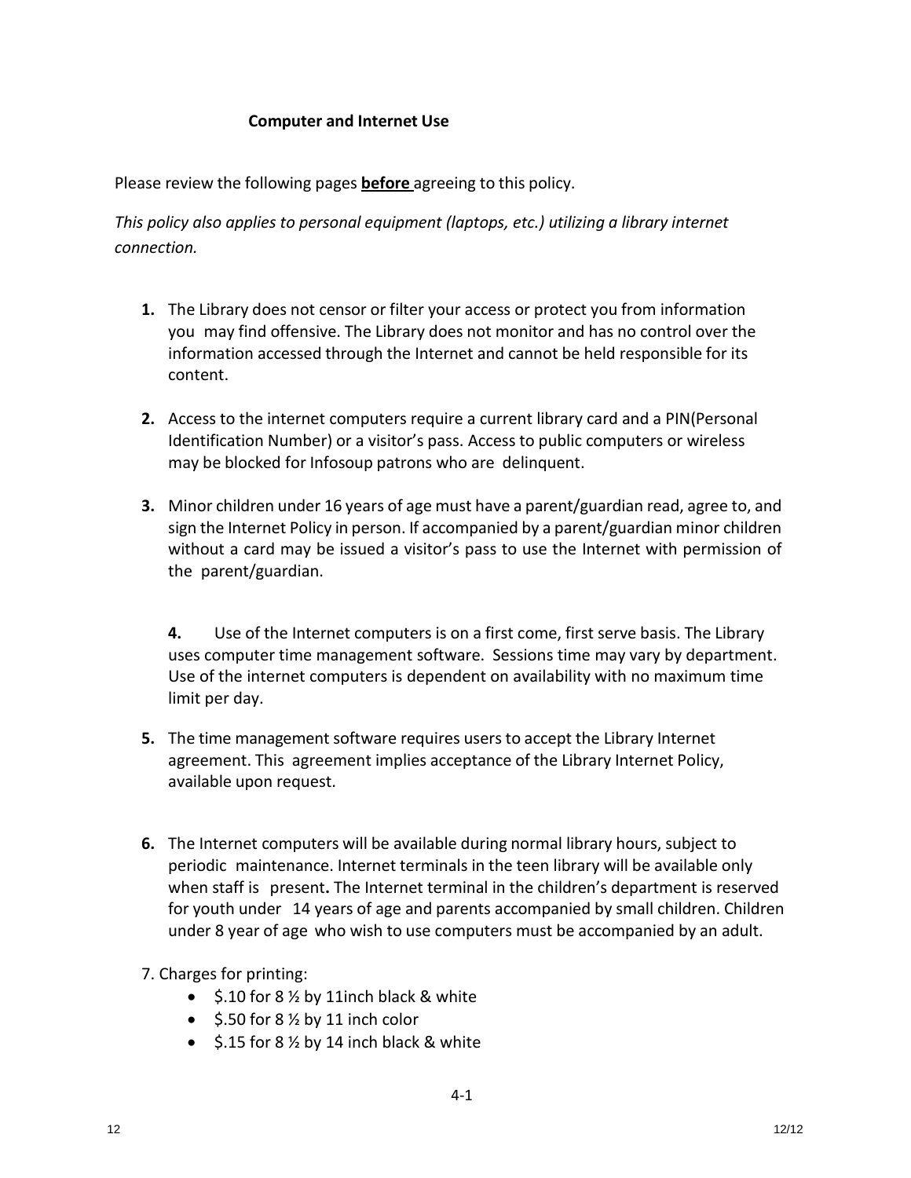## Computer and Internet Use

Please review the following pages **before** agreeing to this policy.

*This policy also applies to personal equipment (laptops, etc.) utilizing a library internet connection.*

1. The Library does not censor or filter your access or protect you from information you may find offensive. The Library does not monitor and has no control over the information accessed through the Internet and cannot be held responsible for its content.

2. Access to the internet computers require a current library card and a PIN(Personal Identification Number) or a visitor's pass. Access to public computers or wireless may be blocked for Infosoup patrons who are delinquent.

3. Minor children under 16 years of age must have a parent/guardian read, agree to, and sign the Internet Policy in person. If accompanied by a parent/guardian minor children without a card may be issued a visitor's pass to use the Internet with permission of the parent/guardian.

4. Use of the Internet computers is on a first come, first serve basis. The Library uses computer time management software. Sessions time may vary by department. Use of the internet computers is dependent on availability with no maximum time limit per day.

5. The time management software requires users to accept the Library Internet agreement. This agreement implies acceptance of the Library Internet Policy, available upon request.

6. The Internet computers will be available during normal library hours, subject to periodic maintenance. Internet terminals in the teen library will be available only when staff is present**.** The Internet terminal in the children's department is reserved for youth under 14 years of age and parents accompanied by small children. Children under 8 year of age who wish to use computers must be accompanied by an adult.

7. Charges for printing:
   - $.10 for 8 ½ by 11inch black & white
   - $.50 for 8 ½ by 11 inch color
   - $.15 for 8 ½ by 14 inch black & white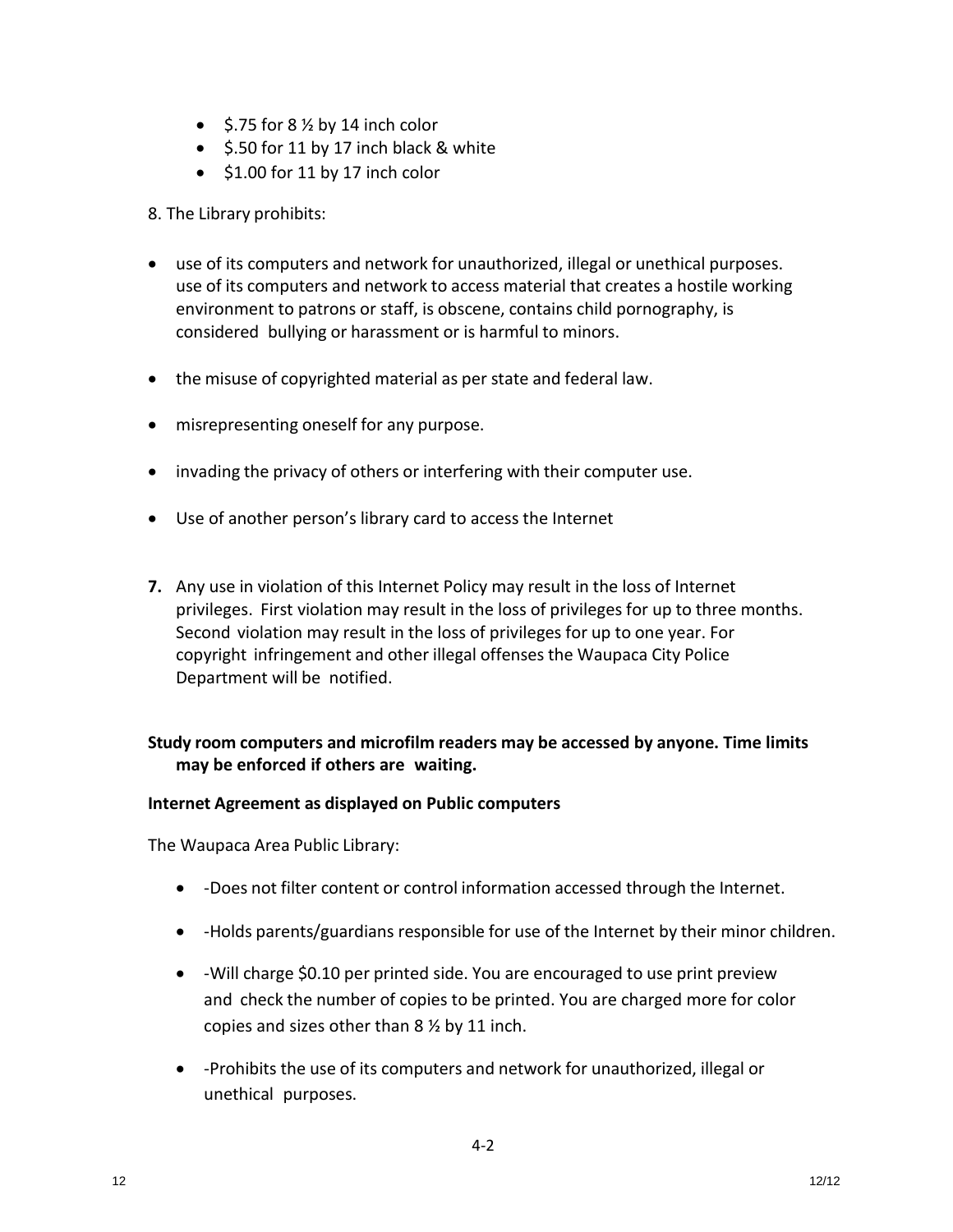- $.75 for 8 ½ by 14 inch color
- $.50 for 11 by 17 inch black & white
- $1.00 for 11 by 17 inch color

8. The Library prohibits:

- use of its computers and network for unauthorized, illegal or unethical purposes. use of its computers and network to access material that creates a hostile working environment to patrons or staff, is obscene, contains child pornography, is considered bullying or harassment or is harmful to minors.
- the misuse of copyrighted material as per state and federal law.
- misrepresenting oneself for any purpose.
- invading the privacy of others or interfering with their computer use.
- Use of another person's library card to access the Internet

**7.** Any use in violation of this Internet Policy may result in the loss of Internet privileges. First violation may result in the loss of privileges for up to three months. Second violation may result in the loss of privileges for up to one year. For copyright infringement and other illegal offenses the Waupaca City Police Department will be notified.

**Study room computers and microfilm readers may be accessed by anyone. Time limits may be enforced if others are waiting.**

**Internet Agreement as displayed on Public computers**

The Waupaca Area Public Library:

- -Does not filter content or control information accessed through the Internet.
- -Holds parents/guardians responsible for use of the Internet by their minor children.
- -Will charge $0.10 per printed side. You are encouraged to use print preview and check the number of copies to be printed. You are charged more for color copies and sizes other than 8 ½ by 11 inch.
- -Prohibits the use of its computers and network for unauthorized, illegal or unethical purposes.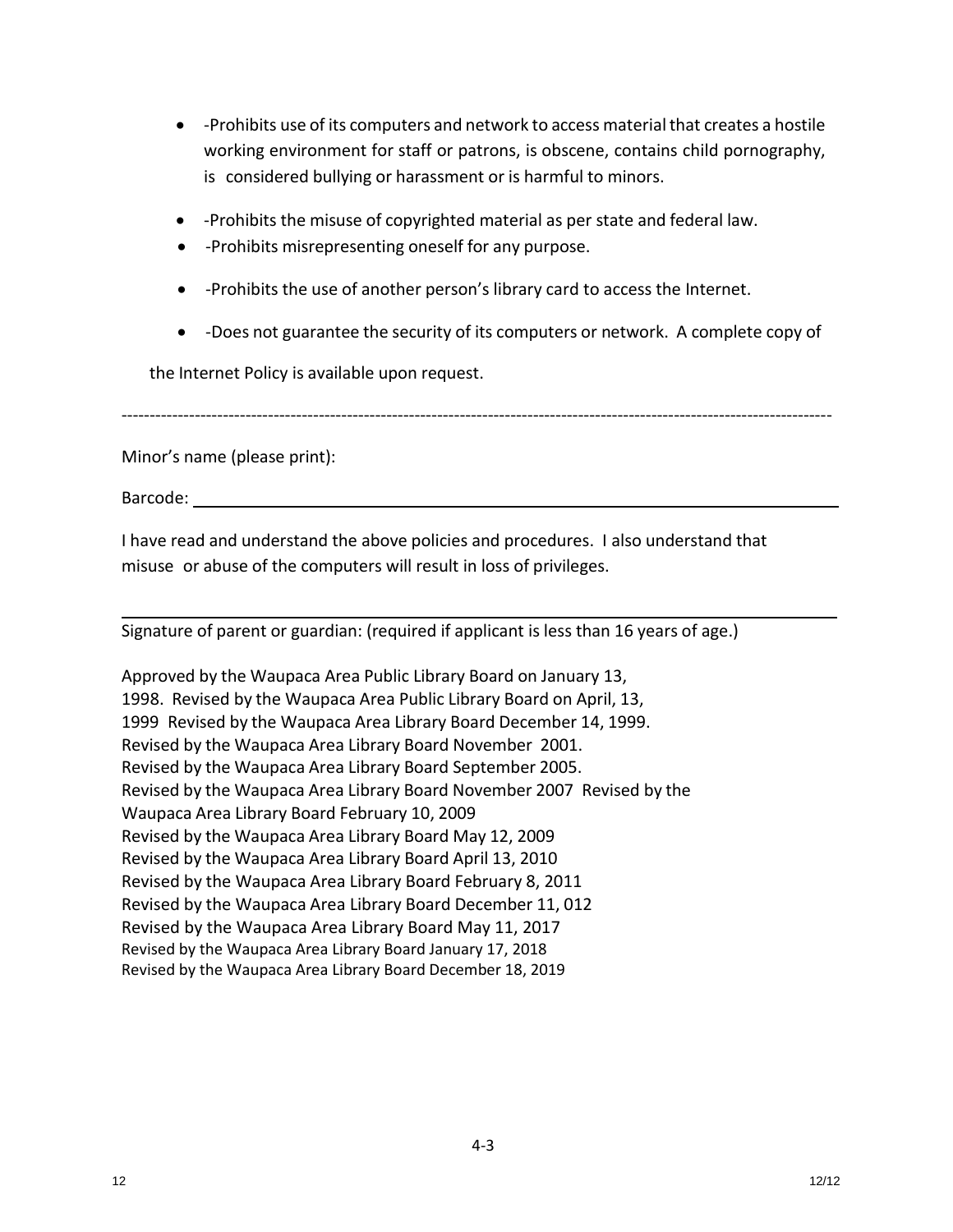- -Prohibits use of its computers and network to access material that creates a hostile working environment for staff or patrons, is obscene, contains child pornography, is considered bullying or harassment or is harmful to minors.
- -Prohibits the misuse of copyrighted material as per state and federal law.
- -Prohibits misrepresenting oneself for any purpose.
- -Prohibits the use of another person's library card to access the Internet.
- -Does not guarantee the security of its computers or network. A complete copy of

the Internet Policy is available upon request.

---

Minor's name (please print):

Barcode: \_\_\_\_\_\_\_\_\_\_\_\_\_\_\_\_\_\_\_\_\_\_\_\_\_\_\_\_\_\_\_\_\_\_\_\_\_\_\_\_

I have read and understand the above policies and procedures. I also understand that misuse or abuse of the computers will result in loss of privileges.

\_\_\_\_\_\_\_\_\_\_\_\_\_\_\_\_\_\_\_\_\_\_\_\_\_\_\_\_\_\_\_\_\_\_\_\_\_\_\_\_\_\_\_\_\_\_\_\_

Signature of parent or guardian: (required if applicant is less than 16 years of age.)

Approved by the Waupaca Area Public Library Board on January 13, 1998. Revised by the Waupaca Area Public Library Board on April, 13, 1999 Revised by the Waupaca Area Library Board December 14, 1999.
Revised by the Waupaca Area Library Board November 2001.
Revised by the Waupaca Area Library Board September 2005.
Revised by the Waupaca Area Library Board November 2007 Revised by the Waupaca Area Library Board February 10, 2009
Revised by the Waupaca Area Library Board May 12, 2009
Revised by the Waupaca Area Library Board April 13, 2010
Revised by the Waupaca Area Library Board February 8, 2011
Revised by the Waupaca Area Library Board December 11, 012
Revised by the Waupaca Area Library Board May 11, 2017
Revised by the Waupaca Area Library Board January 17, 2018
Revised by the Waupaca Area Library Board December 18, 2019